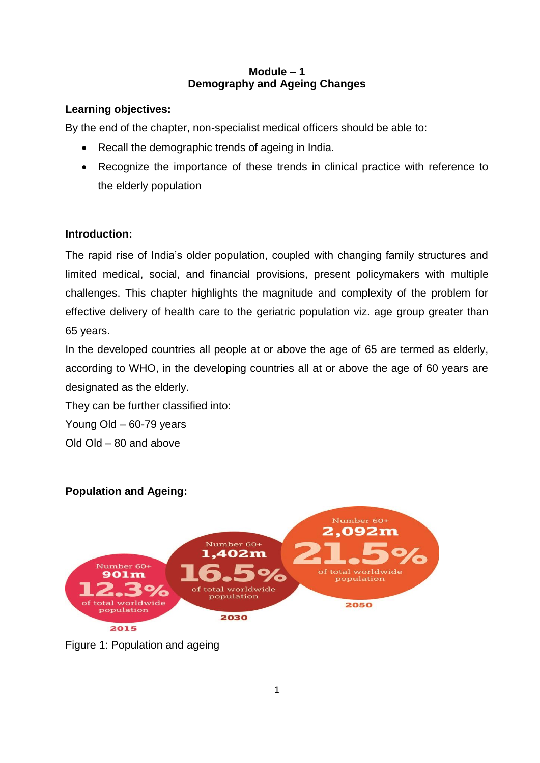# Module – 1
## Demography and Ageing Changes

**Learning objectives:**

By the end of the chapter, non-specialist medical officers should be able to:

- Recall the demographic trends of ageing in India.
- Recognize the importance of these trends in clinical practice with reference to the elderly population

**Introduction:**

The rapid rise of India's older population, coupled with changing family structures and limited medical, social, and financial provisions, present policymakers with multiple challenges. This chapter highlights the magnitude and complexity of the problem for effective delivery of health care to the geriatric population viz. age group greater than 65 years.

In the developed countries all people at or above the age of 65 are termed as elderly, according to WHO, in the developing countries all at or above the age of 60 years are designated as the elderly.

They can be further classified into:

Young Old – 60-79 years

Old Old – 80 and above

**Population and Ageing:**

| Year | Number 60+ | % of total worldwide population |
|---|---|---|
| 2015 | 901m | 12.3% |
| 2030 | 1,402m | 16.5% |
| 2050 | 2,092m | 21.5% |

Figure 1: Population and ageing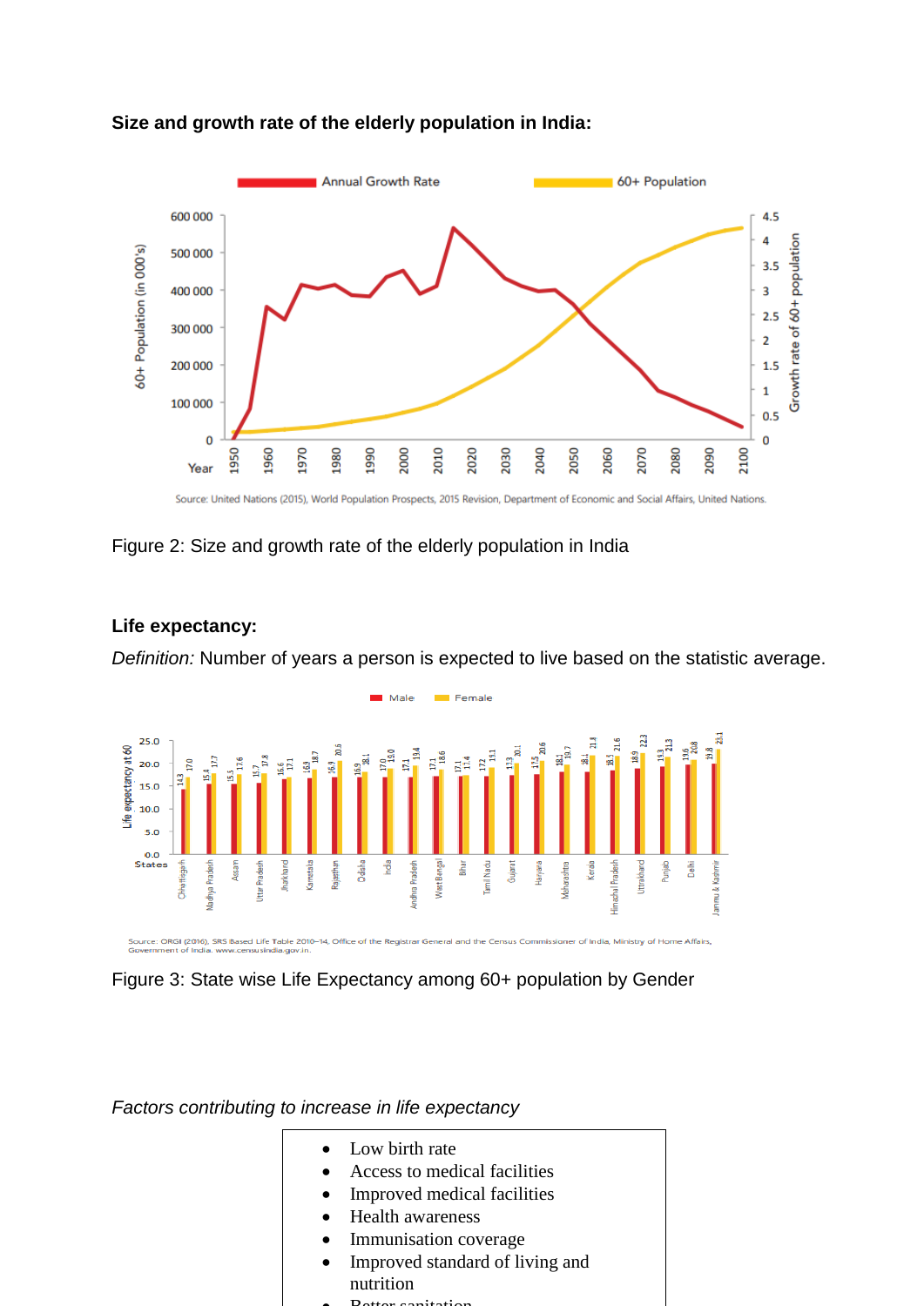**Size and growth rate of the elderly population in India:**

Figure 2: Size and growth rate of the elderly population in India

**Life expectancy:**

*Definition:* Number of years a person is expected to live based on the statistic average.

Figure 3: State wise Life Expectancy among 60+ population by Gender

*Factors contributing to increase in life expectancy*

- Low birth rate
- Access to medical facilities
- Improved medical facilities
- Health awareness
- Immunisation coverage
- Improved standard of living and nutrition
- Better sanitation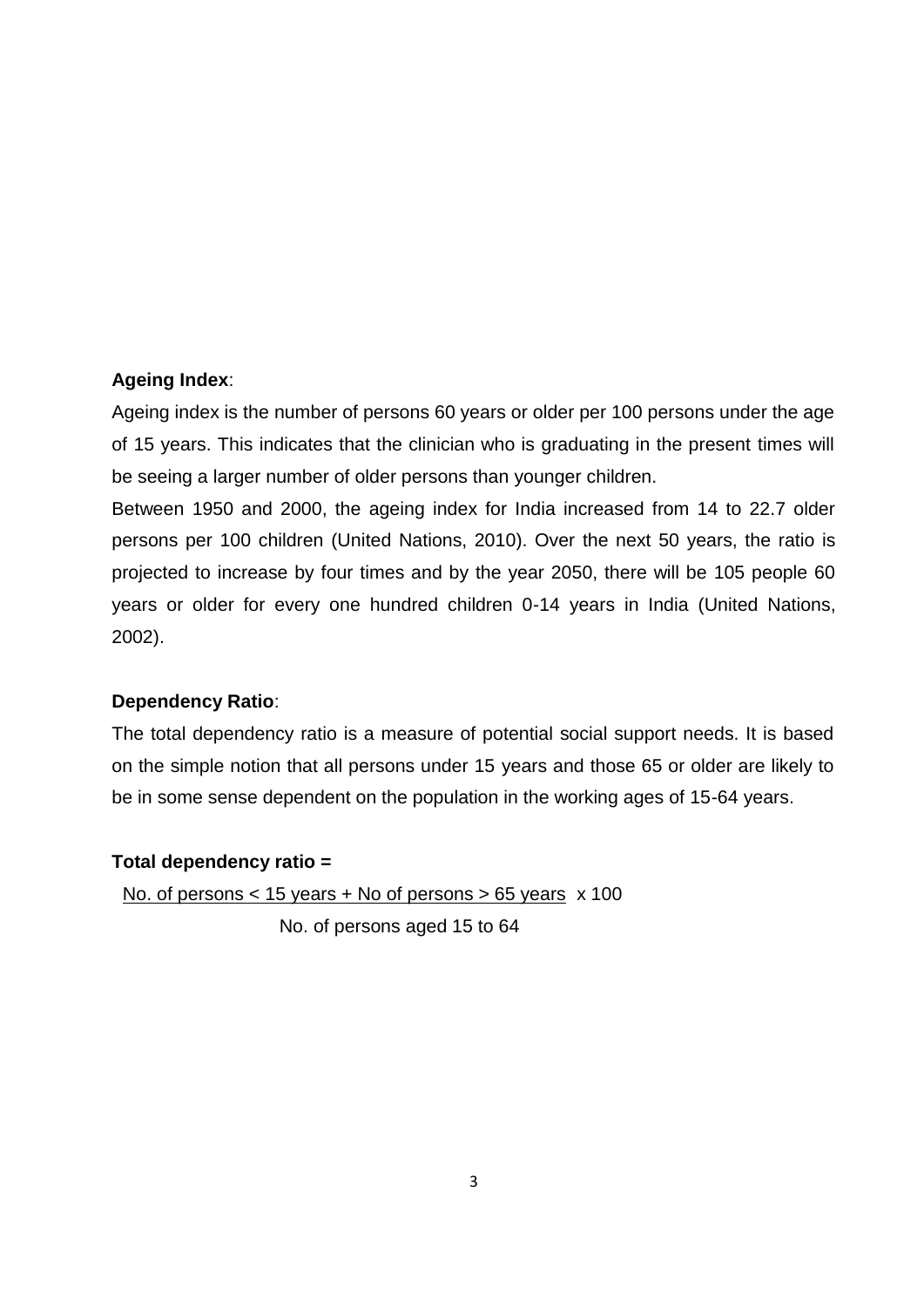**Ageing Index**:

Ageing index is the number of persons 60 years or older per 100 persons under the age of 15 years. This indicates that the clinician who is graduating in the present times will be seeing a larger number of older persons than younger children.

Between 1950 and 2000, the ageing index for India increased from 14 to 22.7 older persons per 100 children (United Nations, 2010). Over the next 50 years, the ratio is projected to increase by four times and by the year 2050, there will be 105 people 60 years or older for every one hundred children 0-14 years in India (United Nations, 2002).

**Dependency Ratio**:

The total dependency ratio is a measure of potential social support needs. It is based on the simple notion that all persons under 15 years and those 65 or older are likely to be in some sense dependent on the population in the working ages of 15-64 years.

**Total dependency ratio =**

$$\frac{\text{No. of persons} < 15 \text{ years} + \text{No of persons} > 65 \text{ years}}{\text{No. of persons aged 15 to 64}} \times 100$$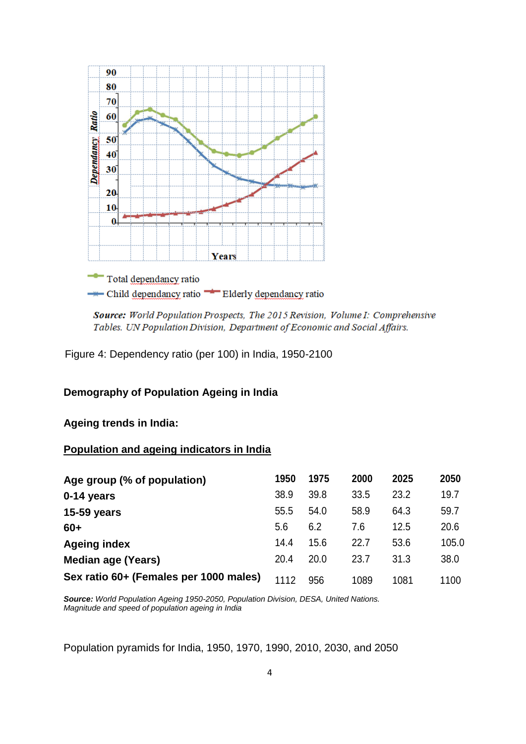Source: World Population Prospects, The 2015 Revision, Volume I: Comprehensive Tables. UN Population Division, Department of Economic and Social Affairs.

Figure 4: Dependency ratio (per 100) in India, 1950-2100

**Demography of Population Ageing in India**

**Ageing trends in India:**

**Population and ageing indicators in India**

| Age group (% of population) | 1950 | 1975 | 2000 | 2025 | 2050 |
|---|---|---|---|---|---|
| 0-14 years | 38.9 | 39.8 | 33.5 | 23.2 | 19.7 |
| 15-59 years | 55.5 | 54.0 | 58.9 | 64.3 | 59.7 |
| 60+ | 5.6 | 6.2 | 7.6 | 12.5 | 20.6 |
| Ageing index | 14.4 | 15.6 | 22.7 | 53.6 | 105.0 |
| Median age (Years) | 20.4 | 20.0 | 23.7 | 31.3 | 38.0 |
| Sex ratio 60+ (Females per 1000 males) | 1112 | 956 | 1089 | 1081 | 1100 |

***Source:*** *World Population Ageing 1950-2050, Population Division, DESA, United Nations.*
*Magnitude and speed of population ageing in India*

Population pyramids for India, 1950, 1970, 1990, 2010, 2030, and 2050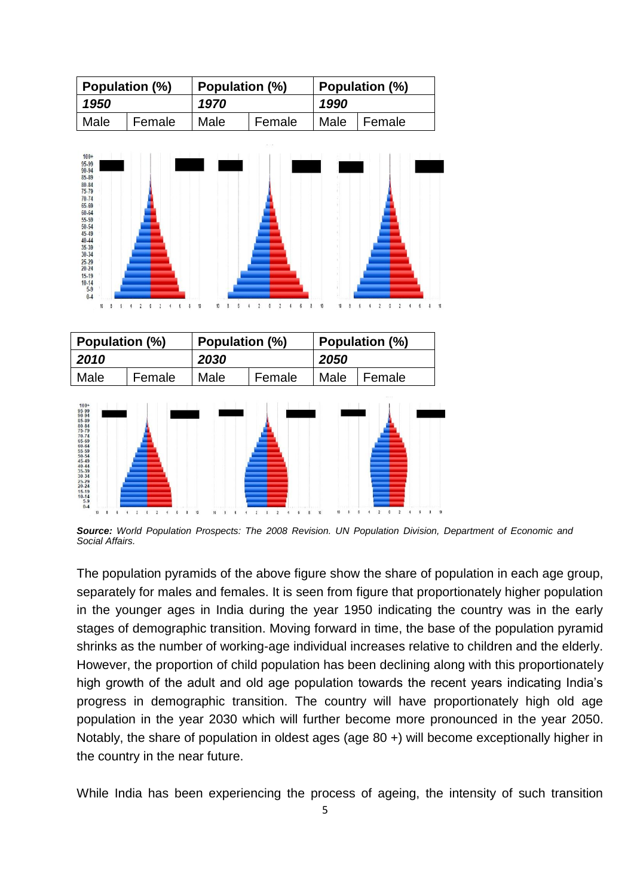| Population (%) | | Population (%) | | Population (%) | |
|---|---|---|---|---|---|
| *1950* | | *1970* | | *1990* | |
| Male | Female | Male | Female | Male | Female |

| Population (%) | | Population (%) | | Population (%) | |
|---|---|---|---|---|---|
| *2010* | | *2030* | | *2050* | |
| Male | Female | Male | Female | Male | Female |

***Source:*** *World Population Prospects: The 2008 Revision. UN Population Division, Department of Economic and Social Affairs.*

The population pyramids of the above figure show the share of population in each age group, separately for males and females. It is seen from figure that proportionately higher population in the younger ages in India during the year 1950 indicating the country was in the early stages of demographic transition. Moving forward in time, the base of the population pyramid shrinks as the number of working-age individual increases relative to children and the elderly. However, the proportion of child population has been declining along with this proportionately high growth of the adult and old age population towards the recent years indicating India's progress in demographic transition. The country will have proportionately high old age population in the year 2030 which will further become more pronounced in the year 2050. Notably, the share of population in oldest ages (age 80 +) will become exceptionally higher in the country in the near future.

While India has been experiencing the process of ageing, the intensity of such transition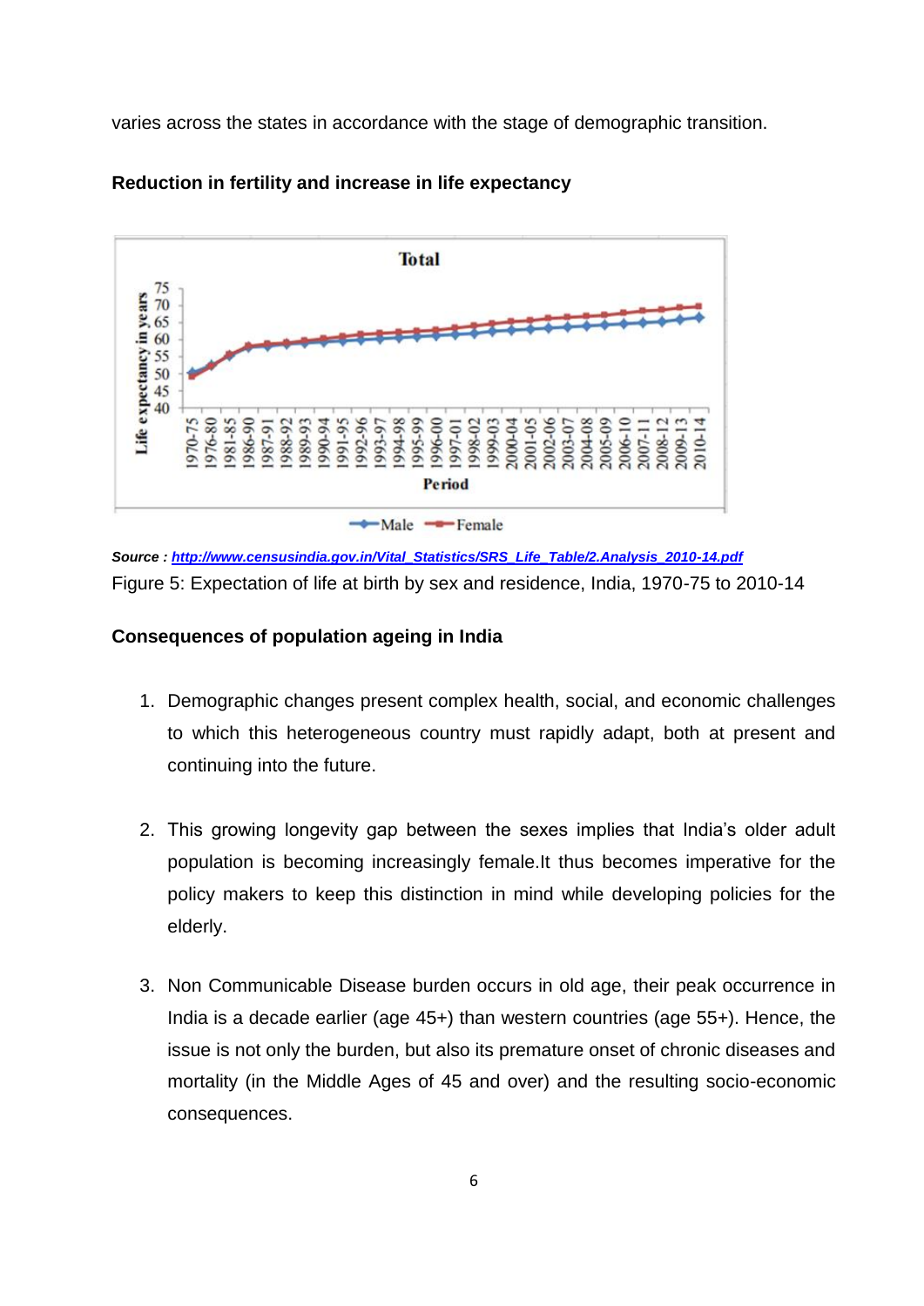varies across the states in accordance with the stage of demographic transition.

**Reduction in fertility and increase in life expectancy**

***Source :*** [***http://www.censusindia.gov.in/Vital_Statistics/SRS_Life_Table/2.Analysis_2010-14.pdf***](http://www.censusindia.gov.in/Vital_Statistics/SRS_Life_Table/2.Analysis_2010-14.pdf)

Figure 5: Expectation of life at birth by sex and residence, India, 1970-75 to 2010-14

**Consequences of population ageing in India**

1. Demographic changes present complex health, social, and economic challenges to which this heterogeneous country must rapidly adapt, both at present and continuing into the future.

2. This growing longevity gap between the sexes implies that India's older adult population is becoming increasingly female.It thus becomes imperative for the policy makers to keep this distinction in mind while developing policies for the elderly.

3. Non Communicable Disease burden occurs in old age, their peak occurrence in India is a decade earlier (age 45+) than western countries (age 55+). Hence, the issue is not only the burden, but also its premature onset of chronic diseases and mortality (in the Middle Ages of 45 and over) and the resulting socio-economic consequences.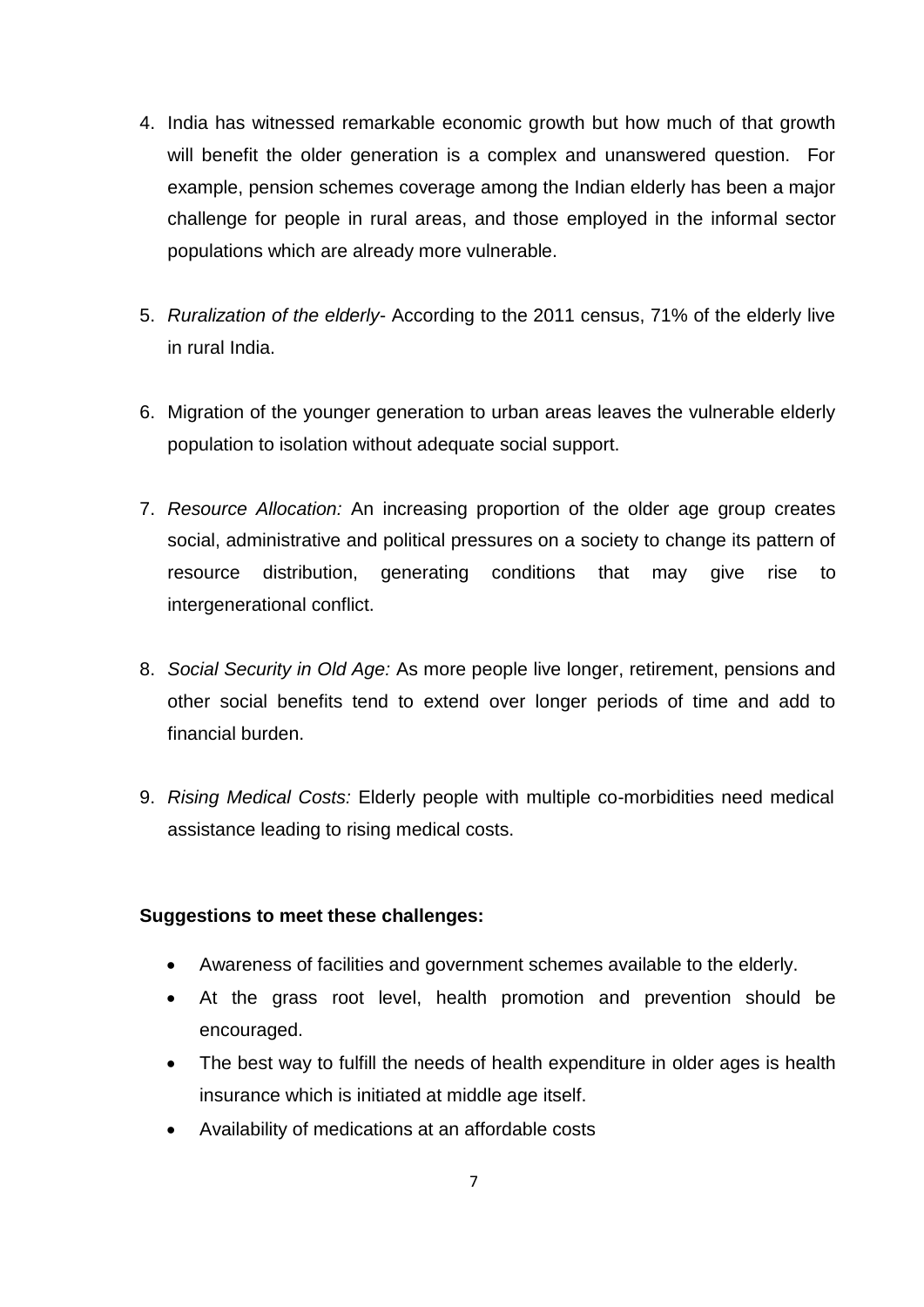4. India has witnessed remarkable economic growth but how much of that growth will benefit the older generation is a complex and unanswered question. For example, pension schemes coverage among the Indian elderly has been a major challenge for people in rural areas, and those employed in the informal sector populations which are already more vulnerable.

5. *Ruralization of the elderly*- According to the 2011 census, 71% of the elderly live in rural India.

6. Migration of the younger generation to urban areas leaves the vulnerable elderly population to isolation without adequate social support.

7. *Resource Allocation:* An increasing proportion of the older age group creates social, administrative and political pressures on a society to change its pattern of resource distribution, generating conditions that may give rise to intergenerational conflict.

8. *Social Security in Old Age:* As more people live longer, retirement, pensions and other social benefits tend to extend over longer periods of time and add to financial burden.

9. *Rising Medical Costs:* Elderly people with multiple co-morbidities need medical assistance leading to rising medical costs.

**Suggestions to meet these challenges:**

- Awareness of facilities and government schemes available to the elderly.
- At the grass root level, health promotion and prevention should be encouraged.
- The best way to fulfill the needs of health expenditure in older ages is health insurance which is initiated at middle age itself.
- Availability of medications at an affordable costs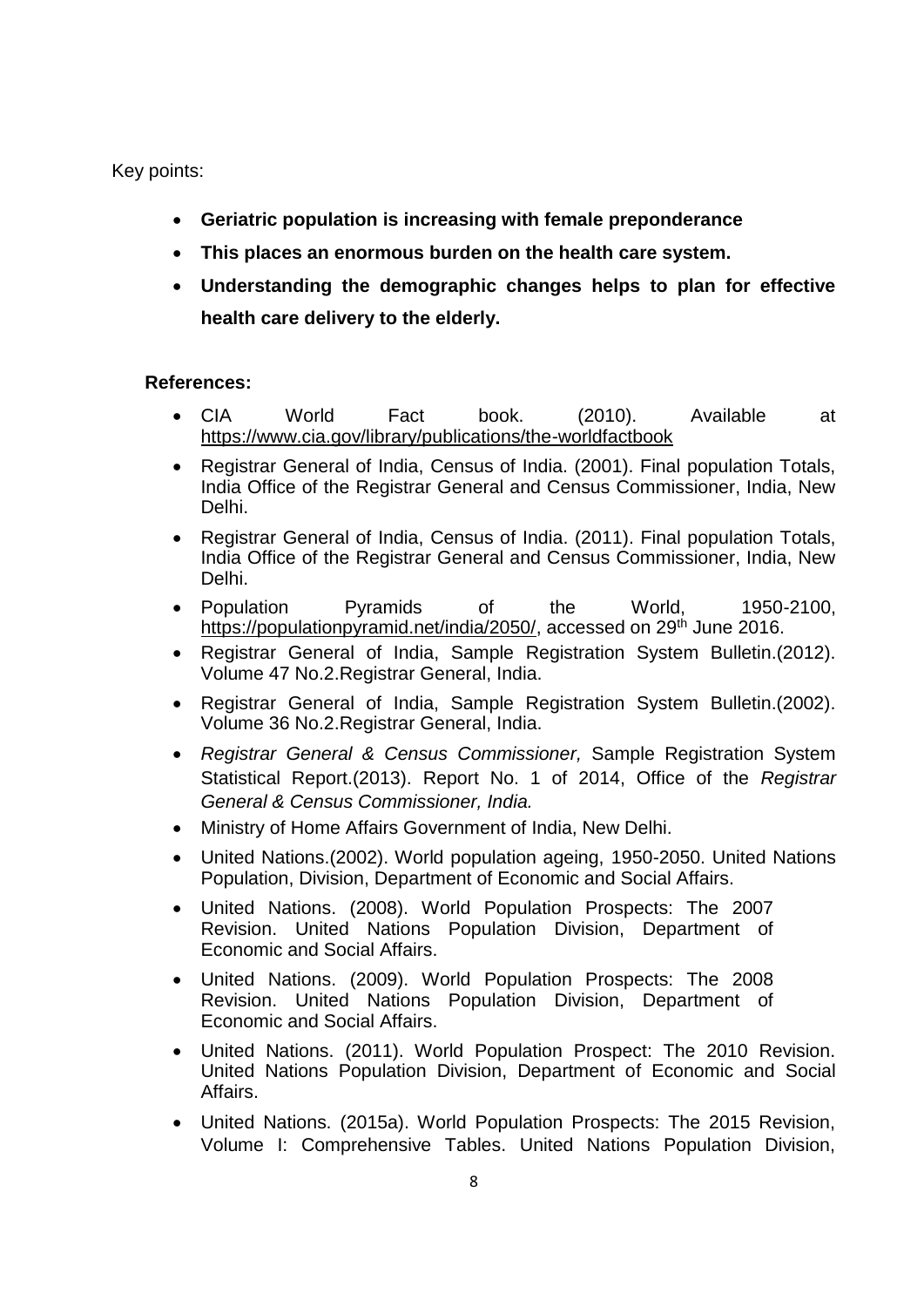Key points:

- **Geriatric population is increasing with female preponderance**
- **This places an enormous burden on the health care system.**
- **Understanding the demographic changes helps to plan for effective health care delivery to the elderly.**

**References:**

- CIA World Fact book. (2010). Available at https://www.cia.gov/library/publications/the-worldfactbook
- Registrar General of India, Census of India. (2001). Final population Totals, India Office of the Registrar General and Census Commissioner, India, New Delhi.
- Registrar General of India, Census of India. (2011). Final population Totals, India Office of the Registrar General and Census Commissioner, India, New Delhi.
- Population Pyramids of the World, 1950-2100, https://populationpyramid.net/india/2050/, accessed on 29th June 2016.
- Registrar General of India, Sample Registration System Bulletin.(2012). Volume 47 No.2.Registrar General, India.
- Registrar General of India, Sample Registration System Bulletin.(2002). Volume 36 No.2.Registrar General, India.
- *Registrar General & Census Commissioner,* Sample Registration System Statistical Report.(2013). Report No. 1 of 2014, Office of the *Registrar General & Census Commissioner, India.*
- Ministry of Home Affairs Government of India, New Delhi.
- United Nations.(2002). World population ageing, 1950-2050. United Nations Population, Division, Department of Economic and Social Affairs.
- United Nations. (2008). World Population Prospects: The 2007 Revision. United Nations Population Division, Department of Economic and Social Affairs.
- United Nations. (2009). World Population Prospects: The 2008 Revision. United Nations Population Division, Department of Economic and Social Affairs.
- United Nations. (2011). World Population Prospect: The 2010 Revision. United Nations Population Division, Department of Economic and Social Affairs.
- United Nations. (2015a). World Population Prospects: The 2015 Revision, Volume I: Comprehensive Tables. United Nations Population Division,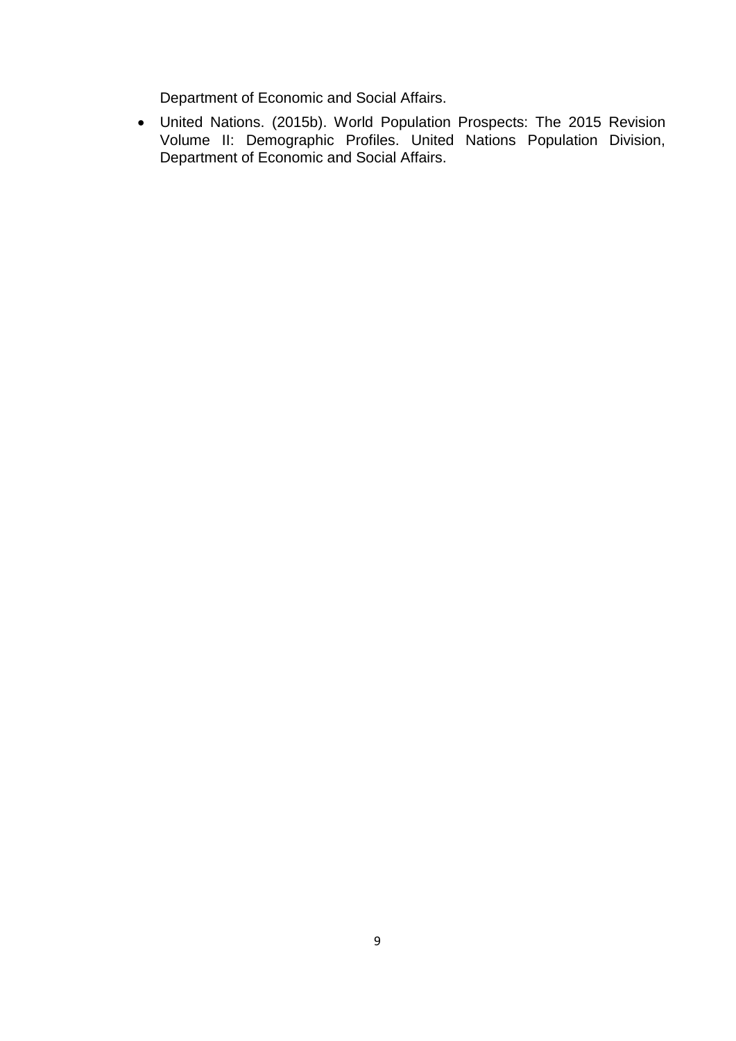Department of Economic and Social Affairs.

- United Nations. (2015b). World Population Prospects: The 2015 Revision Volume II: Demographic Profiles. United Nations Population Division, Department of Economic and Social Affairs.